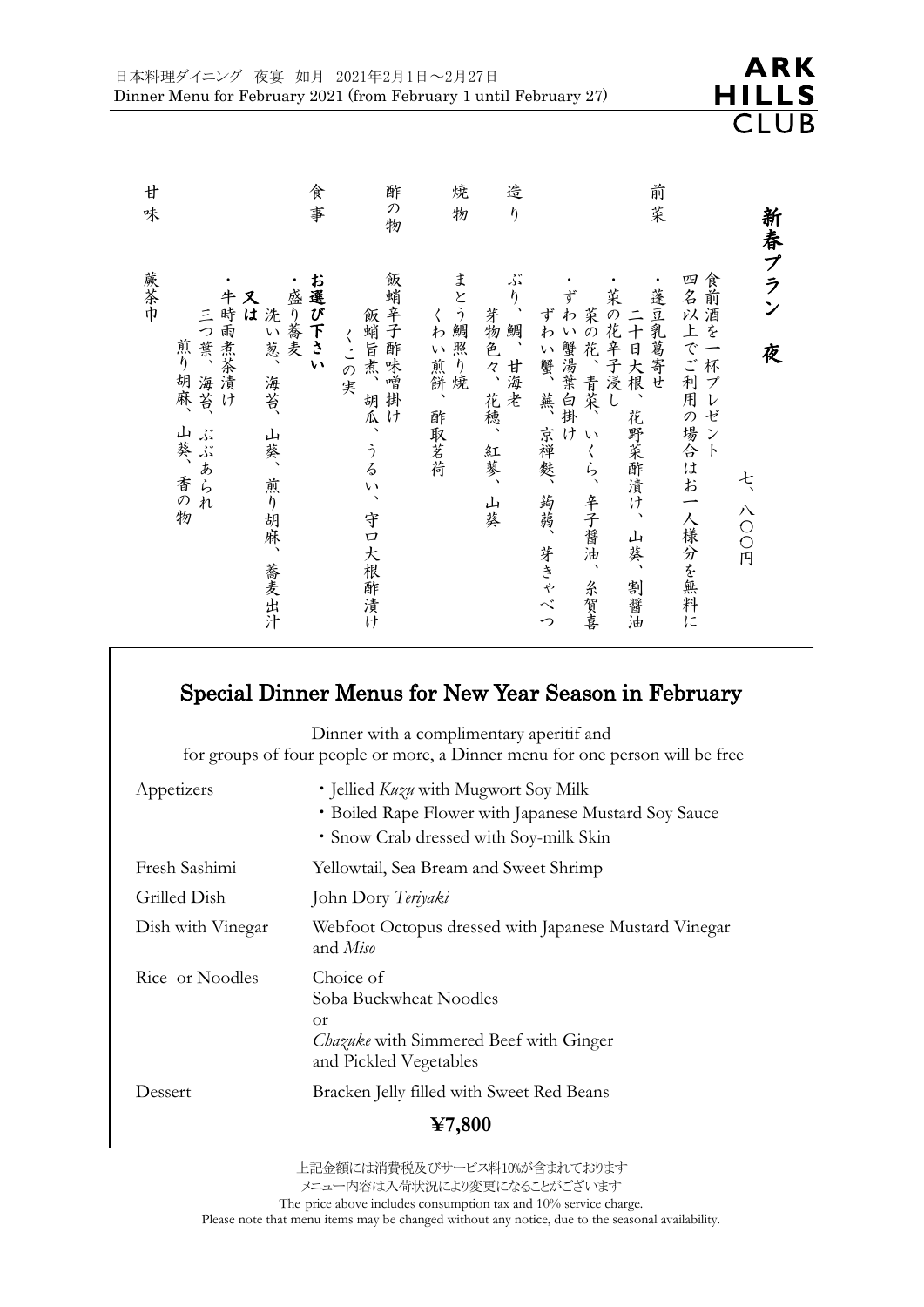日本料理ダイニング 夜宴 如月 2021年2月1日～2月27日
Dinner Menu for February 2021 (from February 1 until February 27)

**ARK HILLS CLUB**

# 新春プラン 夜

七、八〇〇円

食前酒を一杯プレゼント
四名以上でご利用の場合はお一人様分を無料に

**前菜**

・蓬豆乳葛寄せ
　二十日大根、花野菜酢漬け、山葵、割醤油
・菜の花辛子浸し
　菜の花、青菜、いくら、辛子醤油、糸賀喜
・ずわい蟹湯葉白掛け
　ずわい蟹、蕪、京禅麩、蒟蒻、芽きゃべつ

**造り**

ぶり、鯛、甘海老
芽物色々、花穂、紅蓼、山葵

**焼物**

まとう鯛照り焼
くわい煎餅、酢取茗荷

**酢の物**

飯蛸辛子酢味噌掛け
飯蛸旨煮、胡瓜、うるい、守口大根酢漬け
くこの実

**食事**

**お選び下さい**
・盛り蕎麦
　洗い葱、海苔、山葵、煎り胡麻、蕎麦出汁
**又は**
・牛時雨煮茶漬け
　三つ葉、海苔、ぶぶあられ
　煎り胡麻、山葵、香の物

**甘味**

蕨茶巾

## Special Dinner Menus for New Year Season in February

Dinner with a complimentary aperitif and
for groups of four people or more, a Dinner menu for one person will be free

| | |
|---|---|
| Appetizers | ・Jellied *Kuzu* with Mugwort Soy Milk<br>・Boiled Rape Flower with Japanese Mustard Soy Sauce<br>・Snow Crab dressed with Soy-milk Skin |
| Fresh Sashimi | Yellowtail, Sea Bream and Sweet Shrimp |
| Grilled Dish | John Dory *Teriyaki* |
| Dish with Vinegar | Webfoot Octopus dressed with Japanese Mustard Vinegar and *Miso* |
| Rice or Noodles | Choice of<br>Soba Buckwheat Noodles<br>or<br>*Chazuke* with Simmered Beef with Ginger and Pickled Vegetables |
| Dessert | Bracken Jelly filled with Sweet Red Beans |

**¥7,800**

上記金額には消費税及びサービス料10%が含まれております
メニュー内容は入荷状況により変更になることがございます
The price above includes consumption tax and 10% service charge.
Please note that menu items may be changed without any notice, due to the seasonal availability.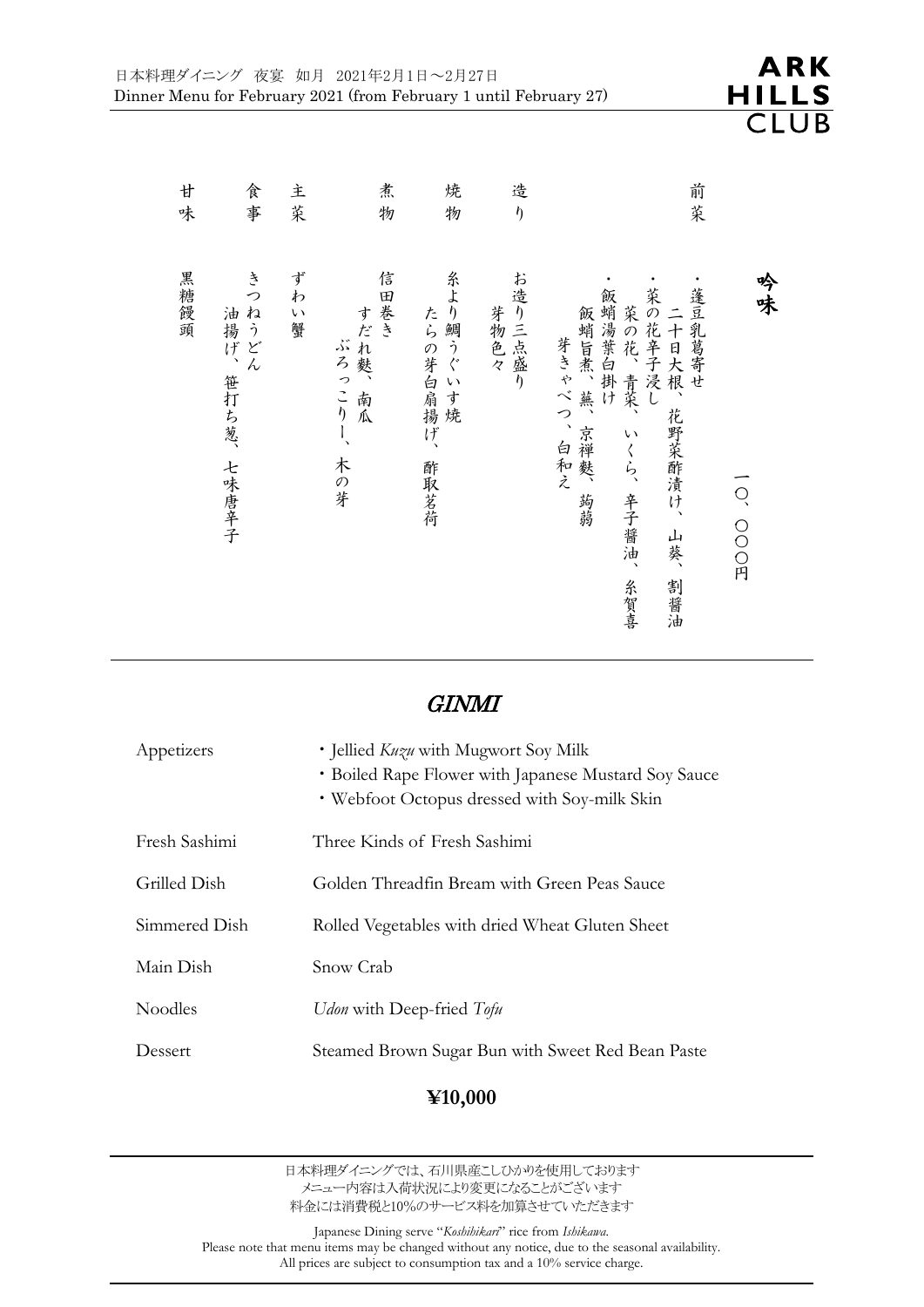日本料理ダイニング　夜宴　如月　2021年2月1日～2月27日
Dinner Menu for February 2021 (from February 1 until February 27)

ARK HILLS CLUB

## 吟味

一〇、〇〇〇円

| | |
|---|---|
| 前菜 | ・蓬豆乳葛寄せ　二十日大根、花野菜酢漬け、山葵、割醤油<br>・菜の花辛子浸し　菜の花、青菜、いくら、辛子醤油、糸賀喜<br>・飯蛸湯葉白掛け　飯蛸旨煮、蕪、京禅麩、蒟蒻　芽きゃべつ、白和え |
| 造り | お造り三点盛り　芽物色々 |
| 焼物 | 糸より鯛うぐいす焼　たらの芽白扇揚げ、酢取茗荷 |
| 煮物 | 信田巻き　すだれ麩、南瓜　ぶろっこりー、木の芽 |
| 主菜 | ずわい蟹 |
| 食事 | きつねうどん　油揚げ、笹打ち葱、七味唐辛子 |
| 甘味 | 黒糖饅頭 |

## *GINMI*

| | |
|---|---|
| Appetizers | ・Jellied *Kuzu* with Mugwort Soy Milk<br>・Boiled Rape Flower with Japanese Mustard Soy Sauce<br>・Webfoot Octopus dressed with Soy-milk Skin |
| Fresh Sashimi | Three Kinds of Fresh Sashimi |
| Grilled Dish | Golden Threadfin Bream with Green Peas Sauce |
| Simmered Dish | Rolled Vegetables with dried Wheat Gluten Sheet |
| Main Dish | Snow Crab |
| Noodles | *Udon* with Deep-fried *Tofu* |
| Dessert | Steamed Brown Sugar Bun with Sweet Red Bean Paste |

**¥10,000**

日本料理ダイニングでは、石川県産こしひかりを使用しております
メニュー内容は入荷状況により変更になることがございます
料金には消費税と10%のサービス料を加算させていただきます

Japanese Dining serve "*Koshihikari*" rice from *Ishikawa*.
Please note that menu items may be changed without any notice, due to the seasonal availability.
All prices are subject to consumption tax and a 10% service charge.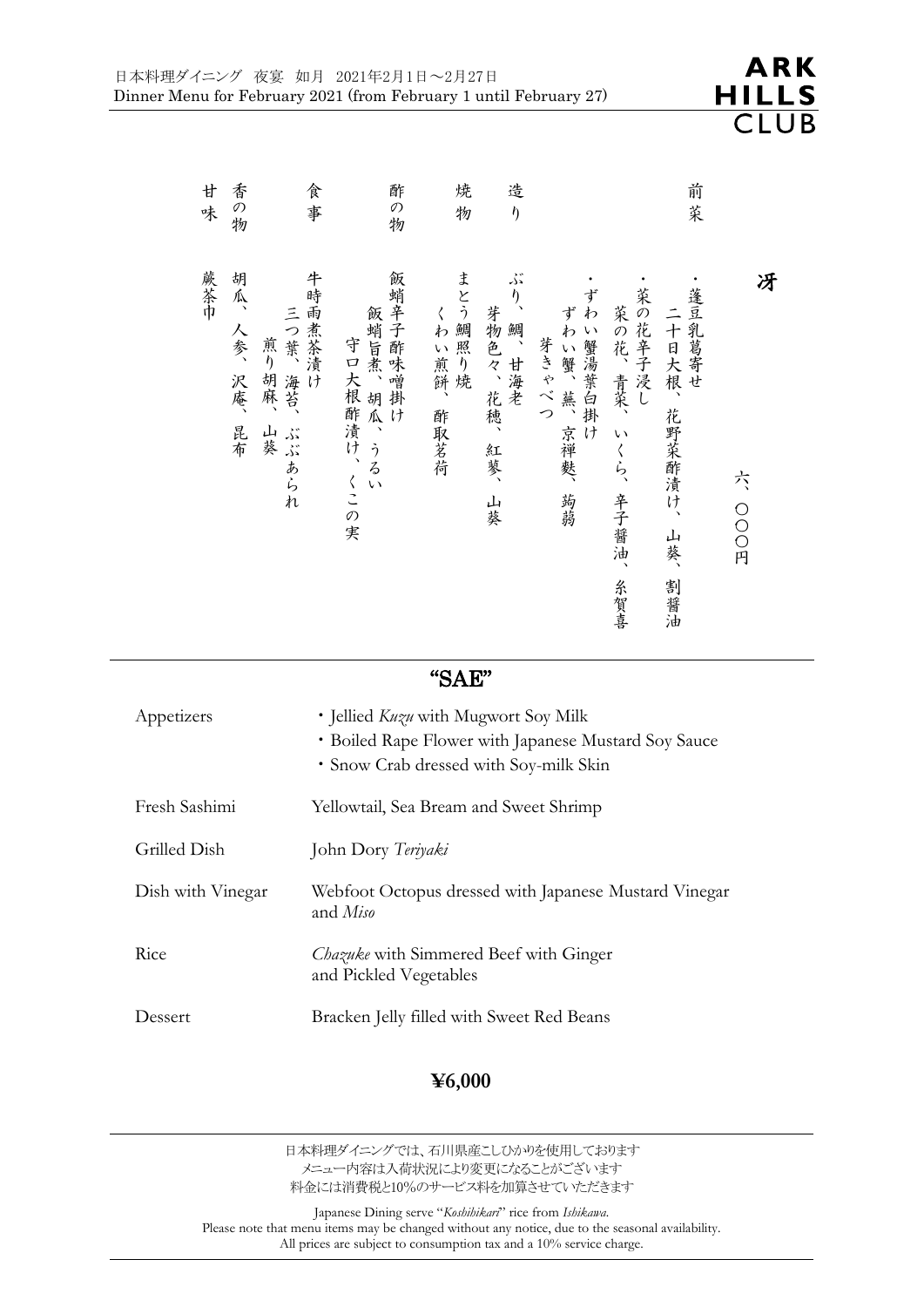日本料理ダイニング　夜宴　如月　2021年2月1日～2月27日
Dinner Menu for February 2021 (from February 1 until February 27)

# 冴

六、〇〇〇円

前菜
・蓬豆乳葛寄せ
　二十日大根、花野菜酢漬け、山葵、割醤油
・菜の花辛子浸し
　菜の花、青菜、いくら、辛子醤油、糸賀喜
・ずわい蟹湯葉白掛け
　ずわい蟹、蕪、京禅麩、蒟蒻
　芽きゃべつ

造り
ぶり、鯛、甘海老
芽物色々、花穂、紅蓼、山葵

焼物
まとう鯛照り焼
くわい煎餅、酢取茗荷

酢の物
飯蛸辛子酢味噌掛け
飯蛸旨煮、胡瓜、うるい
守口大根酢漬け、くこの実

食事
牛時雨煮茶漬け
三つ葉、海苔、ぶぶあられ
煎り胡麻、山葵

香の物
胡瓜、人参、沢庵、昆布

甘味
蕨茶巾

---

## "SAE"

| | |
|---|---|
| Appetizers | ・Jellied *Kuzu* with Mugwort Soy Milk<br>・Boiled Rape Flower with Japanese Mustard Soy Sauce<br>・Snow Crab dressed with Soy-milk Skin |
| Fresh Sashimi | Yellowtail, Sea Bream and Sweet Shrimp |
| Grilled Dish | John Dory *Teriyaki* |
| Dish with Vinegar | Webfoot Octopus dressed with Japanese Mustard Vinegar and *Miso* |
| Rice | *Chazuke* with Simmered Beef with Ginger and Pickled Vegetables |
| Dessert | Bracken Jelly filled with Sweet Red Beans |

**¥6,000**

---

日本料理ダイニングでは、石川県産こしひかりを使用しております
メニュー内容は入荷状況により変更になることがございます
料金には消費税と10%のサービス料を加算させていただきます

Japanese Dining serve "*Koshihikari*" rice from *Ishikawa*.
Please note that menu items may be changed without any notice, due to the seasonal availability.
All prices are subject to consumption tax and a 10% service charge.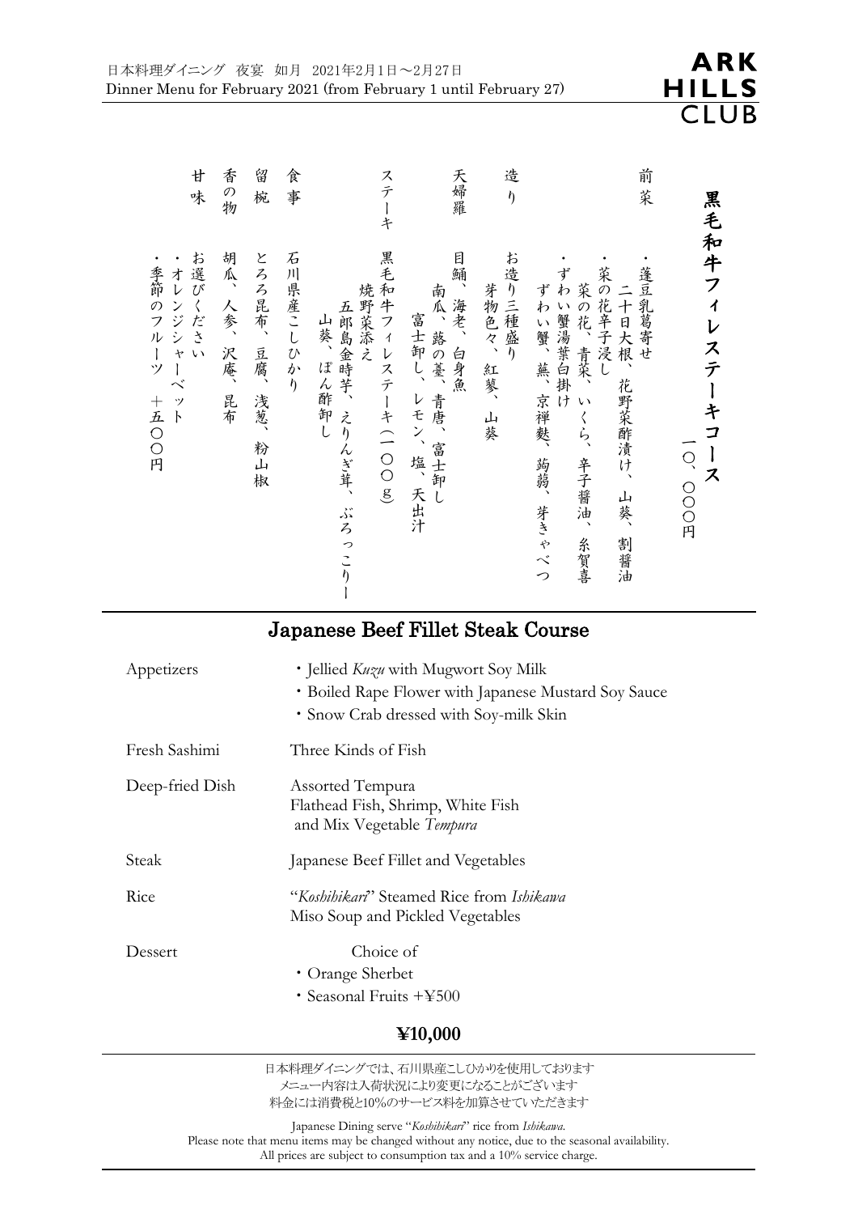日本料理ダイニング　夜宴　如月　2021年2月1日～2月27日
Dinner Menu for February 2021 (from February 1 until February 27)

ARK HILLS CLUB

# 黒毛和牛フィレステーキコース

一〇、〇〇〇円

前菜
・蓬豆乳葛寄せ
　二十日大根、花野菜酢漬け、山葵、割醤油
・菜の花辛子浸し
　菜の花、青菜、いくら、辛子醤油、糸賀喜
・ずわい蟹湯葉白掛け
　ずわい蟹、蕪、京禅麩、蒟蒻、芽きゃべつ

造り
お造り三種盛り
　芽物色々、紅蓼、山葵

天婦羅
目鯒、海老、白身魚
　南瓜、路の薹、青唐、富士卸し
　富士卸し、レモン、塩、天出汁

ステーキ
黒毛和牛フィレステーキ（一〇〇g）
　焼野菜添え
　五郎島金時芋、えりんぎ茸、ぶろっこりー
　山葵、ぽん酢卸し

食事
石川県産こしひかり

留椀
とろろ昆布、豆腐、浅葱、粉山椒

香の物
胡瓜、人参、沢庵、昆布

甘味
お選びください
・オレンジシャーベット
・季節のフルーツ　＋五〇〇円

## Japanese Beef Fillet Steak Course

| | |
|---|---|
| Appetizers | ・Jellied *Kuzu* with Mugwort Soy Milk<br>・Boiled Rape Flower with Japanese Mustard Soy Sauce<br>・Snow Crab dressed with Soy-milk Skin |
| Fresh Sashimi | Three Kinds of Fish |
| Deep-fried Dish | Assorted Tempura<br>Flathead Fish, Shrimp, White Fish<br>and Mix Vegetable *Tempura* |
| Steak | Japanese Beef Fillet and Vegetables |
| Rice | "*Koshihikari*" Steamed Rice from *Ishikawa*<br>Miso Soup and Pickled Vegetables |
| Dessert | Choice of<br>・Orange Sherbet<br>・Seasonal Fruits +¥500 |

**¥10,000**

日本料理ダイニングでは、石川県産こしひかりを使用しております
メニュー内容は入荷状況により変更になることがございます
料金には消費税と10%のサービス料を加算させていただきます

Japanese Dining serve "*Koshihikari*" rice from *Ishikawa*.
Please note that menu items may be changed without any notice, due to the seasonal availability.
All prices are subject to consumption tax and a 10% service charge.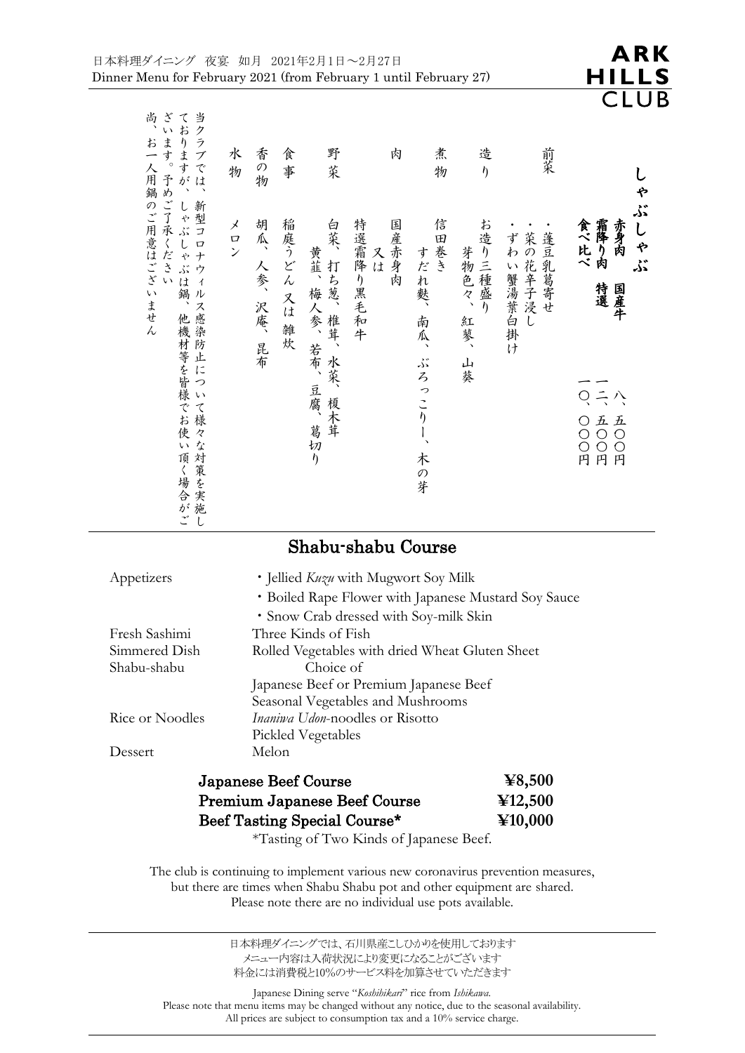日本料理ダイニング　夜宴　如月　2021年2月1日～2月27日
Dinner Menu for February 2021 (from February 1 until February 27)

# しゃぶしゃぶ

**赤身肉　国産牛**　八、五〇〇円
**霜降り肉　特選**　一二、五〇〇円
**食べ比べ**　一〇、〇〇〇円

前菜
・蓬豆乳葛寄せ
・菜の花辛子浸し
・ずわい蟹湯葉白掛け

造り
お造り三種盛り
芽物色々、紅蓼、山葵

煮物
信田巻き
すだれ麩、南瓜、ぶろっこりー、木の芽

肉
国産赤身肉
又は
特選霜降り黒毛和牛

野菜
白菜、打ち葱、椎茸、水菜、榎木茸
黄韮、梅人参、若布、豆腐、葛切り

食事
稲庭うどん 又は 雑炊

香の物
胡瓜、人参、沢庵、昆布

水物
メロン

当クラブでは、新型コロナウィルス感染防止について様々な対策を実施しておりますが、しゃぶしゃぶは鍋、他機材等を皆様でお使い頂く場合がございます。予めご了承ください
尚、お一人用鍋のご用意はございません

## Shabu-shabu Course

| | |
|---|---|
| Appetizers | ・Jellied *Kuzu* with Mugwort Soy Milk |
| | ・Boiled Rape Flower with Japanese Mustard Soy Sauce |
| | ・Snow Crab dressed with Soy-milk Skin |
| Fresh Sashimi | Three Kinds of Fish |
| Simmered Dish | Rolled Vegetables with dried Wheat Gluten Sheet |
| Shabu-shabu | Choice of |
| | Japanese Beef or Premium Japanese Beef |
| | Seasonal Vegetables and Mushrooms |
| Rice or Noodles | *Inaniwa Udon*-noodles or Risotto |
| | Pickled Vegetables |
| Dessert | Melon |

**Japanese Beef Course**　**¥8,500**
**Premium Japanese Beef Course**　**¥12,500**
**Beef Tasting Special Course***　**¥10,000**
*Tasting of Two Kinds of Japanese Beef.

The club is continuing to implement various new coronavirus prevention measures, but there are times when Shabu Shabu pot and other equipment are shared. Please note there are no individual use pots available.

日本料理ダイニングでは、石川県産こしひかりを使用しております
メニュー内容は入荷状況により変更になることがございます
料金には消費税と10%のサービス料を加算させていただきます

Japanese Dining serve "*Koshihikari*" rice from *Ishikawa.*
Please note that menu items may be changed without any notice, due to the seasonal availability.
All prices are subject to consumption tax and a 10% service charge.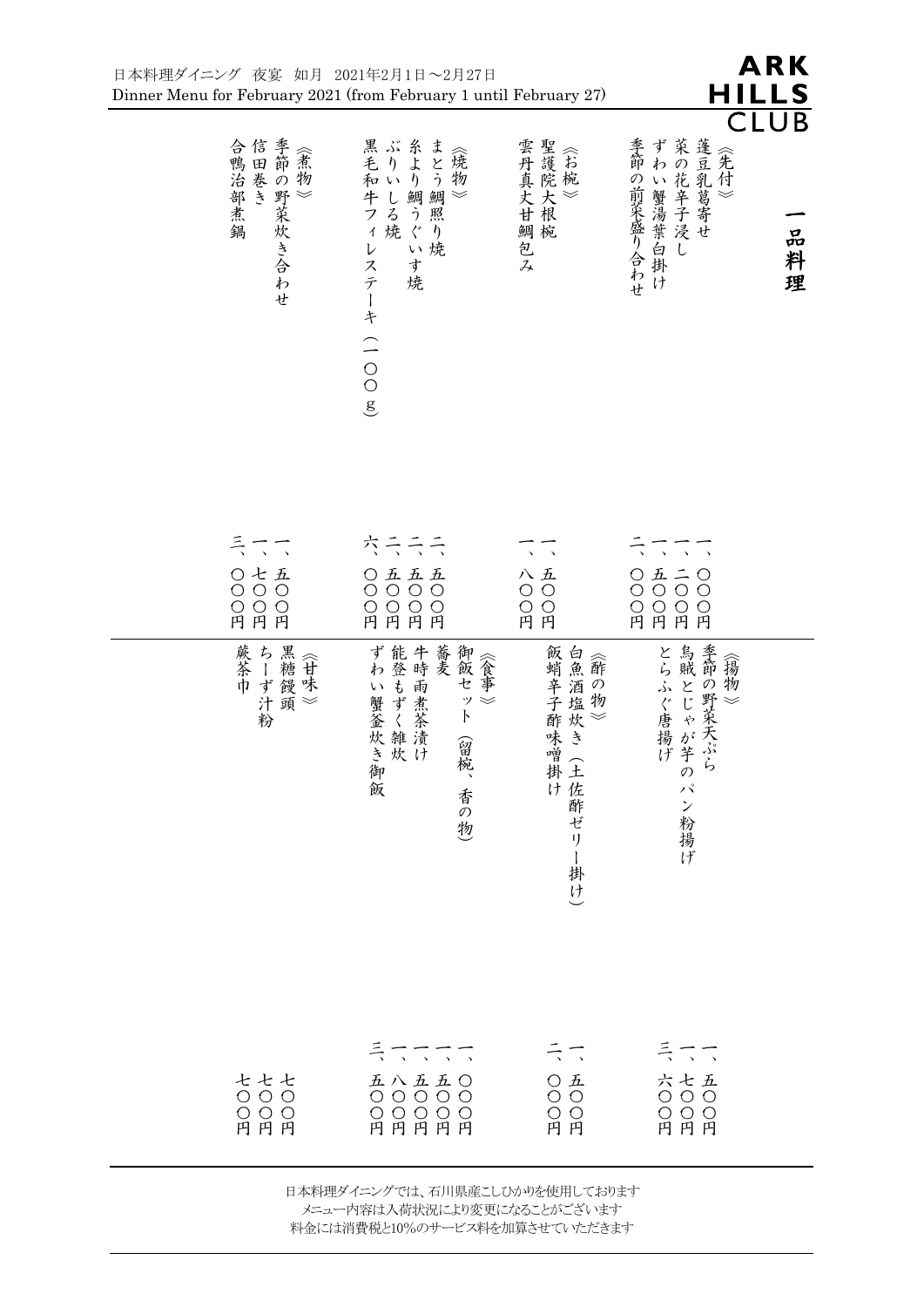日本料理ダイニング　夜宴　如月　2021年2月1日～2月27日
Dinner Menu for February 2021 (from February 1 until February 27)

ARK HILLS CLUB

# 一品料理

### 《先付》

| 品目 | 料金 |
|---|---|
| 蓬豆乳葛寄せ | 一、〇〇〇円 |
| 菜の花辛子浸し | 一、二〇〇円 |
| ずわい蟹湯葉白掛け | 一、五〇〇円 |
| 季節の前菜盛り合わせ | 二、〇〇〇円 |

### 《お椀》

| 品目 | 料金 |
|---|---|
| 聖護院大根椀 | 一、五〇〇円 |
| 雲丹真丈甘鯛包み | 一、八〇〇円 |

### 《焼物》

| 品目 | 料金 |
|---|---|
| まとう鯛照り焼 | 二、五〇〇円 |
| 糸より鯛うぐいす焼 | 二、五〇〇円 |
| ぶりいしる焼 | 二、五〇〇円 |
| 黒毛和牛フィレステーキ（一〇〇g） | 六、〇〇〇円 |

### 《煮物》

| 品目 | 料金 |
|---|---|
| 季節の野菜炊き合わせ | 一、五〇〇円 |
| 信田巻き | 一、七〇〇円 |
| 合鴨治部煮鍋 | 三、〇〇〇円 |

### 《揚物》

| 品目 | 料金 |
|---|---|
| 季節の野菜天ぷら | 一、五〇〇円 |
| 烏賊とじゃが芋のパン粉揚げ | 一、七〇〇円 |
| とらふぐ唐揚げ | 三、六〇〇円 |

### 《酢の物》

| 品目 | 料金 |
|---|---|
| 白魚酒塩炊き（土佐酢ゼリー掛け） | 一、五〇〇円 |
| 飯蛸辛子酢味噌掛け | 二、〇〇〇円 |

### 《食事》

| 品目 | 料金 |
|---|---|
| 御飯セット（留椀、香の物） | 一、〇〇〇円 |
| 蕎麦 | 一、五〇〇円 |
| 牛時雨煮茶漬け | 一、五〇〇円 |
| 能登もずく雑炊 | 一、八〇〇円 |
| ずわい蟹釜炊き御飯 | 三、五〇〇円 |

### 《甘味》

| 品目 | 料金 |
|---|---|
| 黒糖饅頭 | 七〇〇円 |
| ちーず汁粉 | 七〇〇円 |
| 蕨茶巾 | 七〇〇円 |

日本料理ダイニングでは、石川県産こしひかりを使用しております
メニュー内容は入荷状況により変更になることがございます
料金には消費税と10%のサービス料を加算させていただきます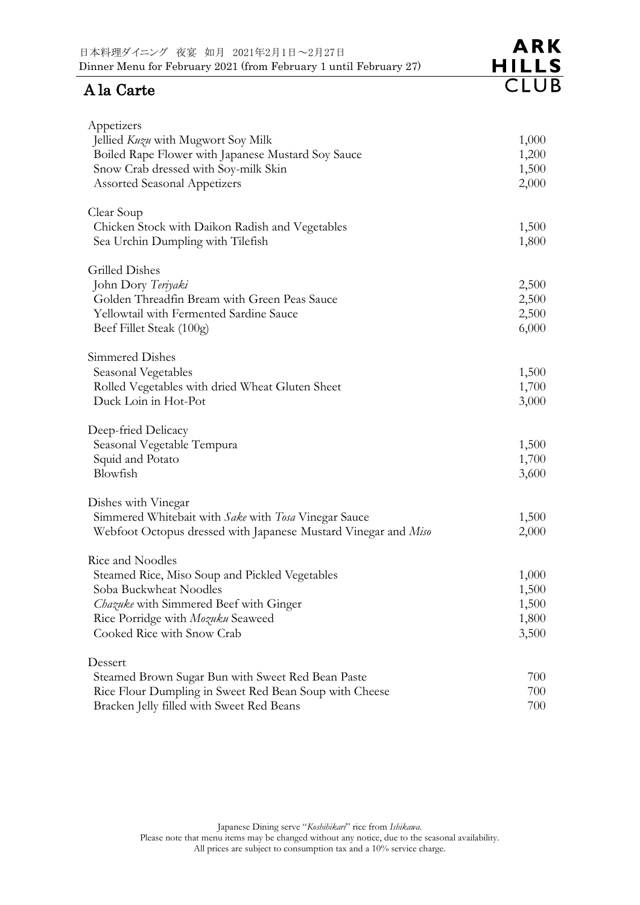日本料理ダイニング　夜宴　如月　2021年2月1日～2月27日
Dinner Menu for February 2021 (from February 1 until February 27)

ARK HILLS CLUB

# A la Carte

| | |
|---|---|
| **Appetizers** | |
| Jellied *Kuzu* with Mugwort Soy Milk | 1,000 |
| Boiled Rape Flower with Japanese Mustard Soy Sauce | 1,200 |
| Snow Crab dressed with Soy-milk Skin | 1,500 |
| Assorted Seasonal Appetizers | 2,000 |
| **Clear Soup** | |
| Chicken Stock with Daikon Radish and Vegetables | 1,500 |
| Sea Urchin Dumpling with Tilefish | 1,800 |
| **Grilled Dishes** | |
| John Dory *Teriyaki* | 2,500 |
| Golden Threadfin Bream with Green Peas Sauce | 2,500 |
| Yellowtail with Fermented Sardine Sauce | 2,500 |
| Beef Fillet Steak (100g) | 6,000 |
| **Simmered Dishes** | |
| Seasonal Vegetables | 1,500 |
| Rolled Vegetables with dried Wheat Gluten Sheet | 1,700 |
| Duck Loin in Hot-Pot | 3,000 |
| **Deep-fried Delicacy** | |
| Seasonal Vegetable Tempura | 1,500 |
| Squid and Potato | 1,700 |
| Blowfish | 3,600 |
| **Dishes with Vinegar** | |
| Simmered Whitebait with *Sake* with *Tosa* Vinegar Sauce | 1,500 |
| Webfoot Octopus dressed with Japanese Mustard Vinegar and *Miso* | 2,000 |
| **Rice and Noodles** | |
| Steamed Rice, Miso Soup and Pickled Vegetables | 1,000 |
| Soba Buckwheat Noodles | 1,500 |
| *Chazuke* with Simmered Beef with Ginger | 1,500 |
| Rice Porridge with *Mozuku* Seaweed | 1,800 |
| Cooked Rice with Snow Crab | 3,500 |
| **Dessert** | |
| Steamed Brown Sugar Bun with Sweet Red Bean Paste | 700 |
| Rice Flour Dumpling in Sweet Red Bean Soup with Cheese | 700 |
| Bracken Jelly filled with Sweet Red Beans | 700 |

Japanese Dining serve "*Koshihikari*" rice from *Ishikawa*.
Please note that menu items may be changed without any notice, due to the seasonal availability.
All prices are subject to consumption tax and a 10% service charge.